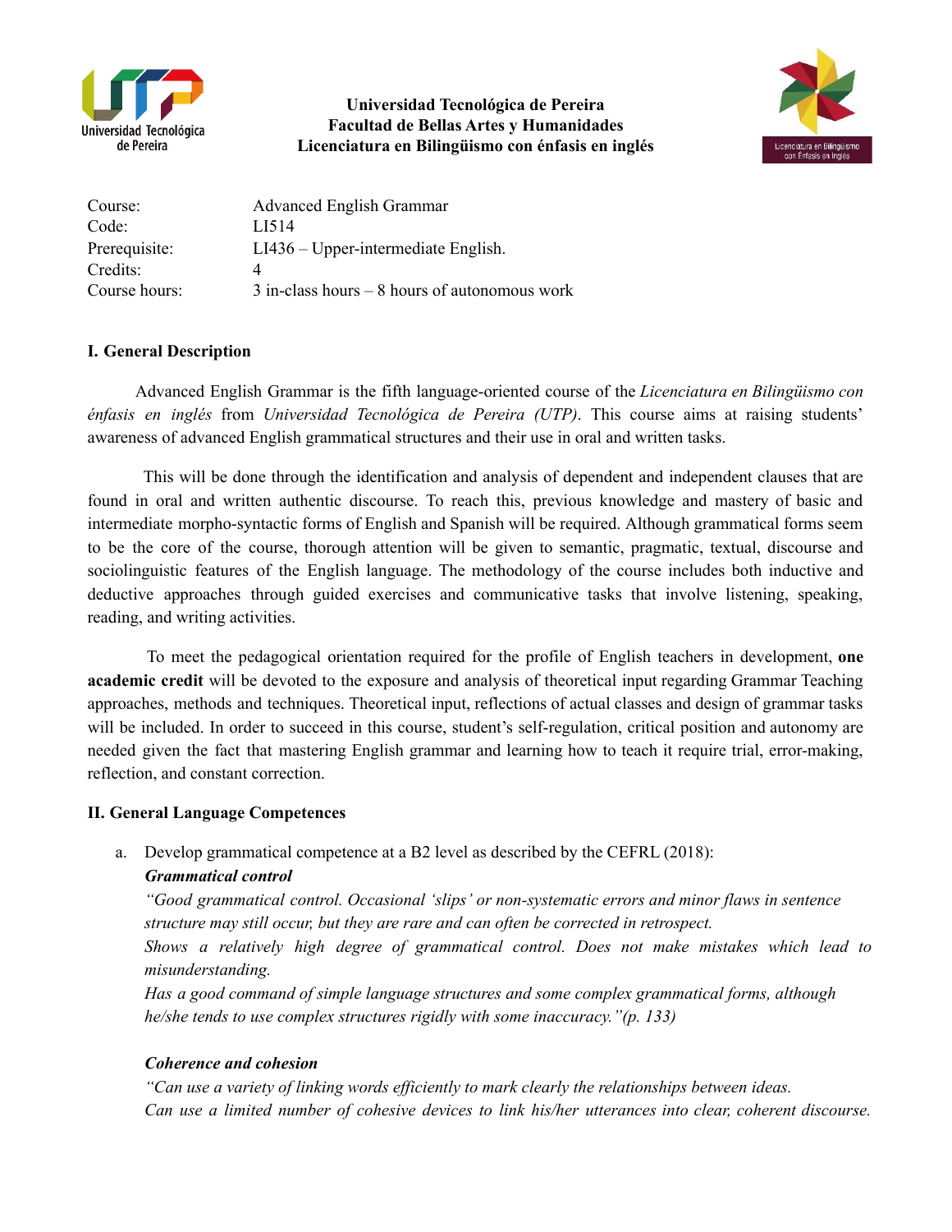**Universidad Tecnológica de Pereira**
**Facultad de Bellas Artes y Humanidades**
**Licenciatura en Bilingüismo con énfasis en inglés**

| | |
|---|---|
| Course: | Advanced English Grammar |
| Code: | LI514 |
| Prerequisite: | LI436 – Upper-intermediate English. |
| Credits: | 4 |
| Course hours: | 3 in-class hours – 8 hours of autonomous work |

## I. General Description

Advanced English Grammar is the fifth language-oriented course of the *Licenciatura en Bilingüismo con énfasis en inglés* from *Universidad Tecnológica de Pereira (UTP)*. This course aims at raising students' awareness of advanced English grammatical structures and their use in oral and written tasks.

This will be done through the identification and analysis of dependent and independent clauses that are found in oral and written authentic discourse. To reach this, previous knowledge and mastery of basic and intermediate morpho-syntactic forms of English and Spanish will be required. Although grammatical forms seem to be the core of the course, thorough attention will be given to semantic, pragmatic, textual, discourse and sociolinguistic features of the English language. The methodology of the course includes both inductive and deductive approaches through guided exercises and communicative tasks that involve listening, speaking, reading, and writing activities.

To meet the pedagogical orientation required for the profile of English teachers in development, **one academic credit** will be devoted to the exposure and analysis of theoretical input regarding Grammar Teaching approaches, methods and techniques. Theoretical input, reflections of actual classes and design of grammar tasks will be included. In order to succeed in this course, student's self-regulation, critical position and autonomy are needed given the fact that mastering English grammar and learning how to teach it require trial, error-making, reflection, and constant correction.

## II. General Language Competences

a. Develop grammatical competence at a B2 level as described by the CEFRL (2018):

***Grammatical control***

*"Good grammatical control. Occasional 'slips' or non-systematic errors and minor flaws in sentence structure may still occur, but they are rare and can often be corrected in retrospect.*
*Shows a relatively high degree of grammatical control. Does not make mistakes which lead to misunderstanding.*
*Has a good command of simple language structures and some complex grammatical forms, although he/she tends to use complex structures rigidly with some inaccuracy."(p. 133)*

***Coherence and cohesion***

*"Can use a variety of linking words efficiently to mark clearly the relationships between ideas.*
*Can use a limited number of cohesive devices to link his/her utterances into clear, coherent discourse.*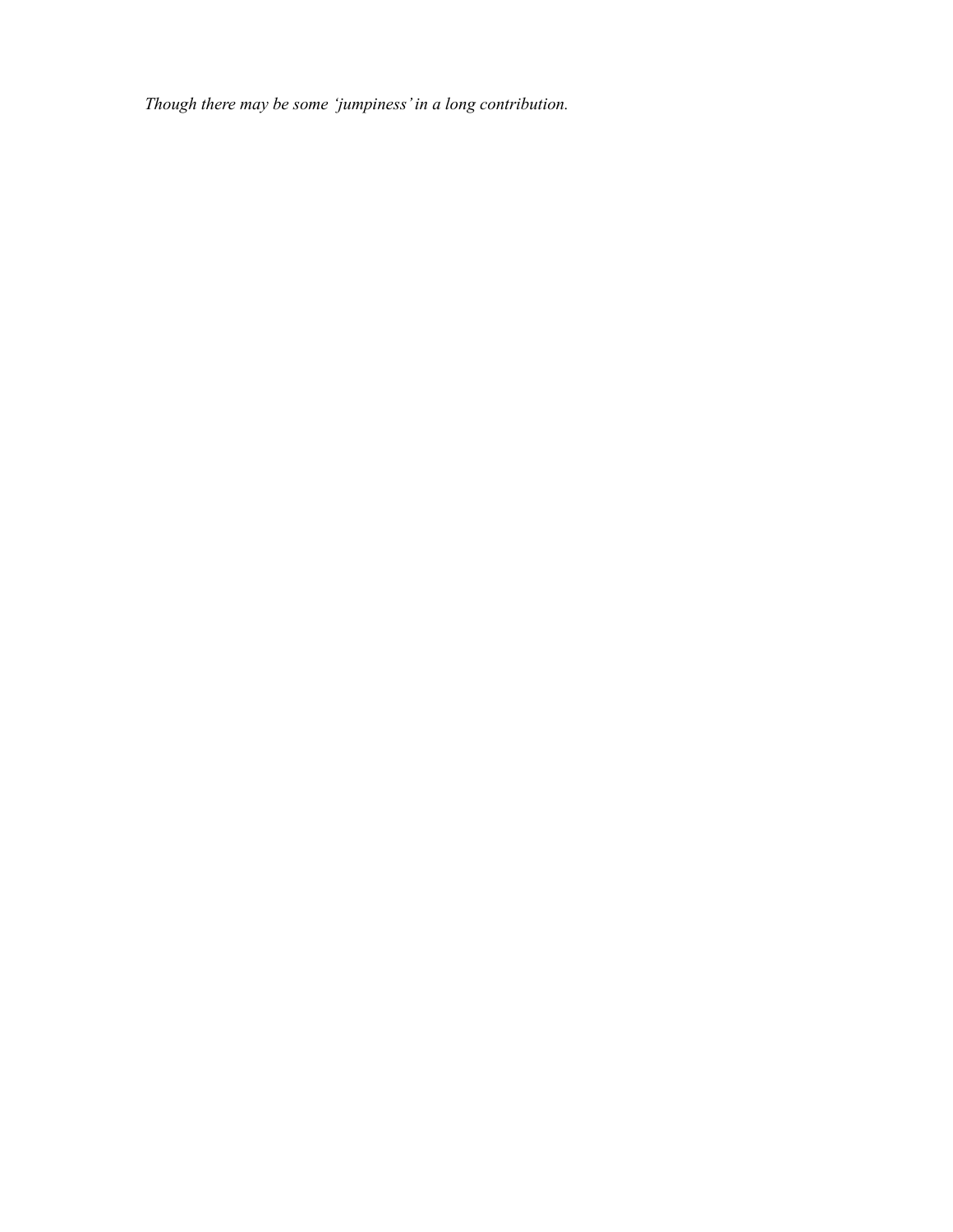*Though there may be some 'jumpiness' in a long contribution.*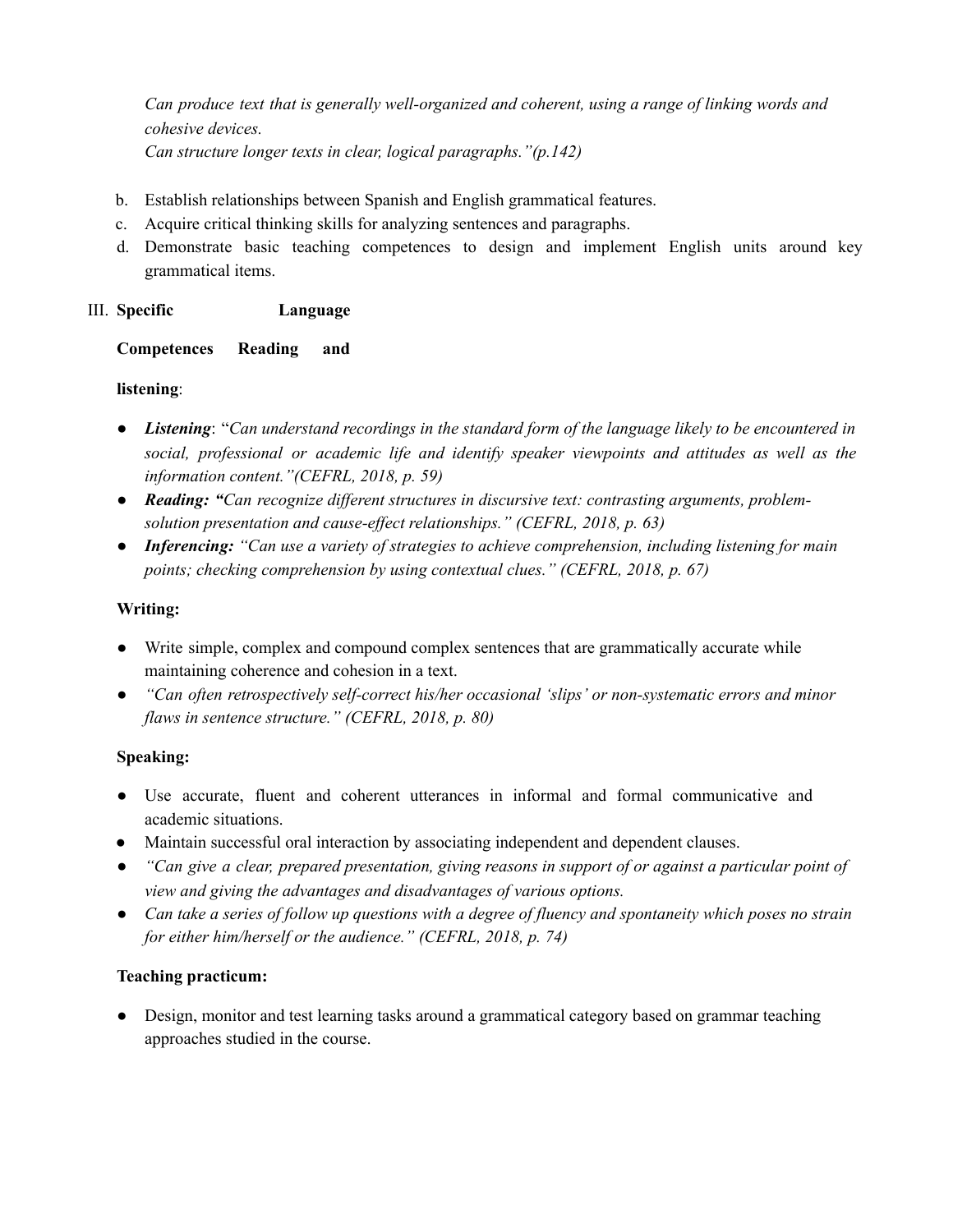*Can produce text that is generally well-organized and coherent, using a range of linking words and cohesive devices.*
*Can structure longer texts in clear, logical paragraphs."(p.142)*

b. Establish relationships between Spanish and English grammatical features.
c. Acquire critical thinking skills for analyzing sentences and paragraphs.
d. Demonstrate basic teaching competences to design and implement English units around key grammatical items.

III. **Specific Language Competences Reading and listening**:

- ***Listening***: "*Can understand recordings in the standard form of the language likely to be encountered in social, professional or academic life and identify speaker viewpoints and attitudes as well as the information content."(CEFRL, 2018, p. 59)*
- ***Reading: "****Can recognize different structures in discursive text: contrasting arguments, problem-solution presentation and cause-effect relationships." (CEFRL, 2018, p. 63)*
- ***Inferencing:*** *"Can use a variety of strategies to achieve comprehension, including listening for main points; checking comprehension by using contextual clues." (CEFRL, 2018, p. 67)*

**Writing:**

- Write simple, complex and compound complex sentences that are grammatically accurate while maintaining coherence and cohesion in a text.
- *"Can often retrospectively self-correct his/her occasional 'slips' or non-systematic errors and minor flaws in sentence structure." (CEFRL, 2018, p. 80)*

**Speaking:**

- Use accurate, fluent and coherent utterances in informal and formal communicative and academic situations.
- Maintain successful oral interaction by associating independent and dependent clauses.
- *"Can give a clear, prepared presentation, giving reasons in support of or against a particular point of view and giving the advantages and disadvantages of various options.*
- *Can take a series of follow up questions with a degree of fluency and spontaneity which poses no strain for either him/herself or the audience." (CEFRL, 2018, p. 74)*

**Teaching practicum:**

- Design, monitor and test learning tasks around a grammatical category based on grammar teaching approaches studied in the course.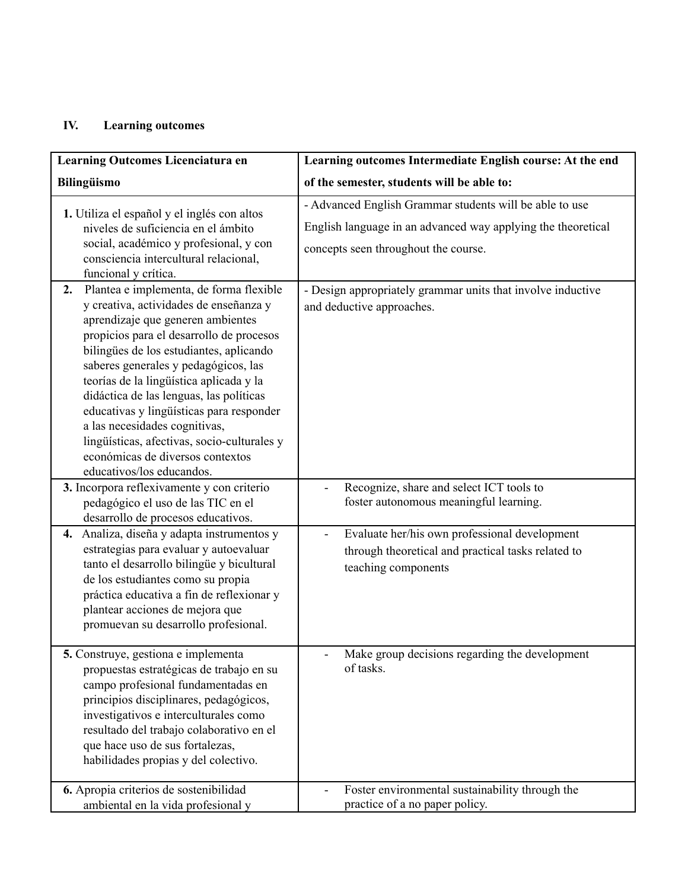## IV. Learning outcomes

| Learning Outcomes Licenciatura en Bilingüismo | Learning outcomes Intermediate English course: At the end of the semester, students will be able to: |
|---|---|
| **1.** Utiliza el español y el inglés con altos niveles de suficiencia en el ámbito social, académico y profesional, y con consciencia intercultural relacional, funcional y crítica. | - Advanced English Grammar students will be able to use English language in an advanced way applying the theoretical concepts seen throughout the course. |
| **2.** Plantea e implementa, de forma flexible y creativa, actividades de enseñanza y aprendizaje que generen ambientes propicios para el desarrollo de procesos bilingües de los estudiantes, aplicando saberes generales y pedagógicos, las teorías de la lingüística aplicada y la didáctica de las lenguas, las políticas educativas y lingüísticas para responder a las necesidades cognitivas, lingüísticas, afectivas, socio-culturales y económicas de diversos contextos educativos/los educandos. | - Design appropriately grammar units that involve inductive and deductive approaches. |
| **3.** Incorpora reflexivamente y con criterio pedagógico el uso de las TIC en el desarrollo de procesos educativos. | - Recognize, share and select ICT tools to foster autonomous meaningful learning. |
| **4.** Analiza, diseña y adapta instrumentos y estrategias para evaluar y autoevaluar tanto el desarrollo bilingüe y bicultural de los estudiantes como su propia práctica educativa a fin de reflexionar y plantear acciones de mejora que promuevan su desarrollo profesional. | - Evaluate her/his own professional development through theoretical and practical tasks related to teaching components |
| **5.** Construye, gestiona e implementa propuestas estratégicas de trabajo en su campo profesional fundamentadas en principios disciplinares, pedagógicos, investigativos e interculturales como resultado del trabajo colaborativo en el que hace uso de sus fortalezas, habilidades propias y del colectivo. | - Make group decisions regarding the development of tasks. |
| **6.** Apropia criterios de sostenibilidad ambiental en la vida profesional y | - Foster environmental sustainability through the practice of a no paper policy. |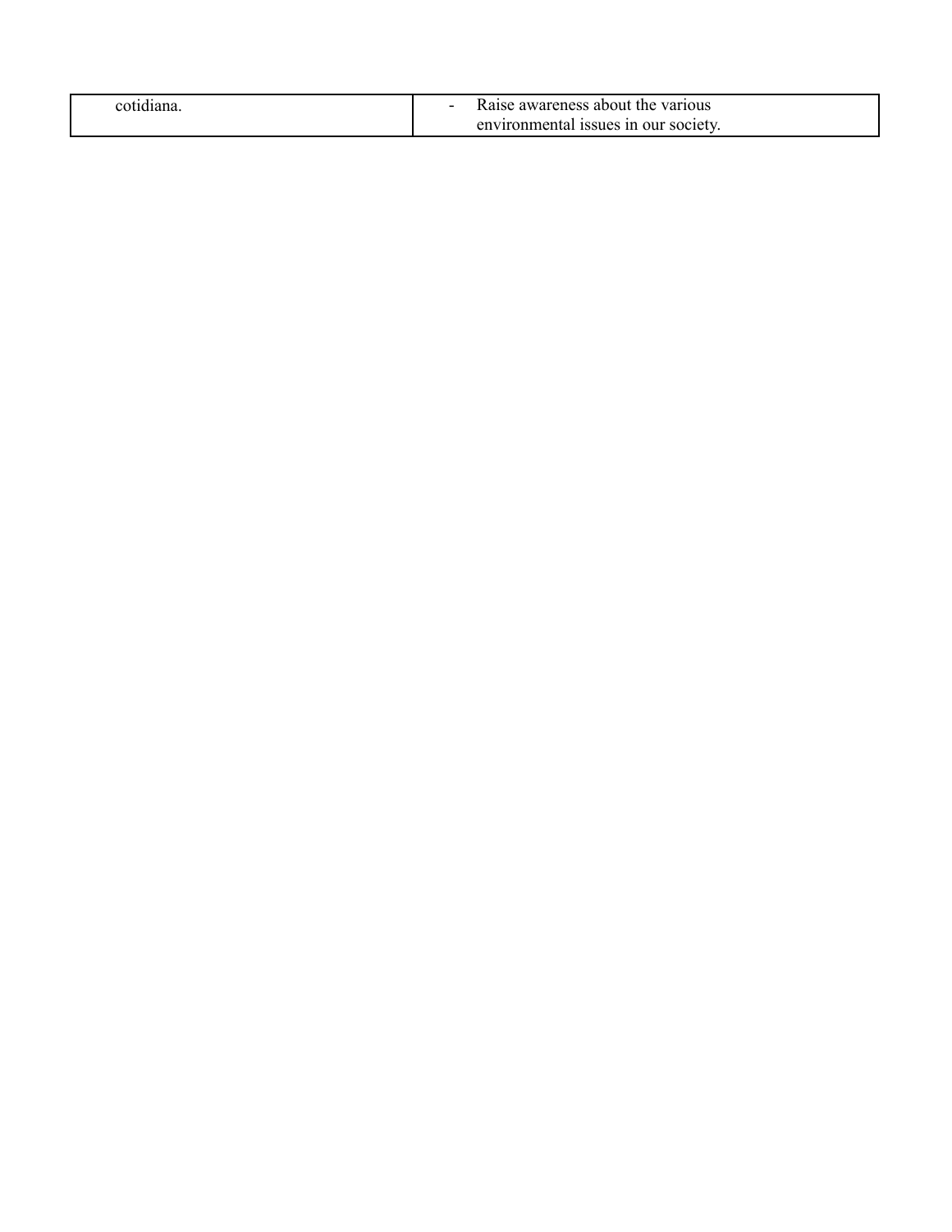| | |
|---|---|
| cotidiana. | - Raise awareness about the various environmental issues in our society. |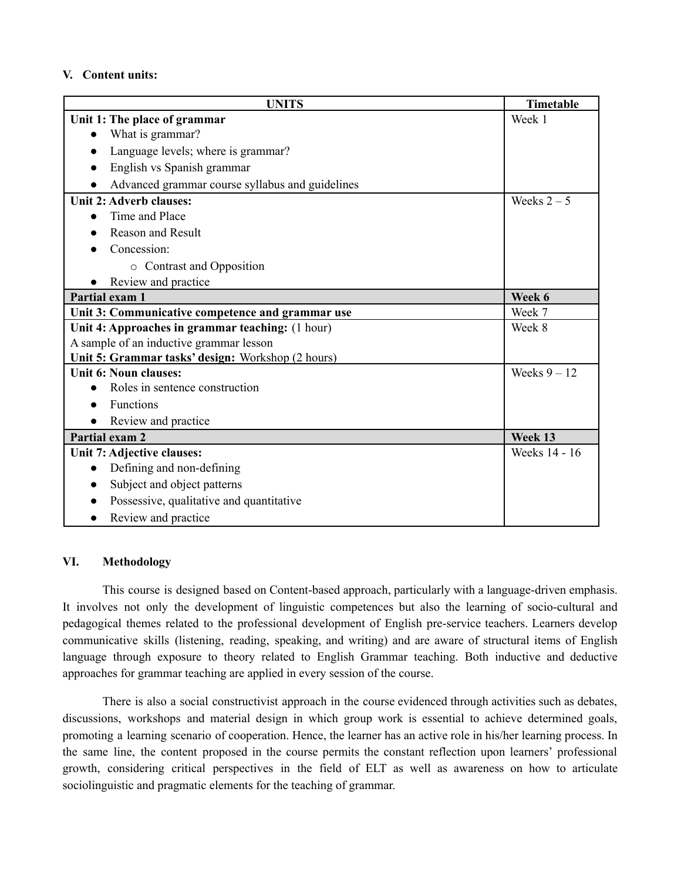## V. Content units:

| UNITS | Timetable |
|---|---|
| **Unit 1: The place of grammar**<br>● What is grammar?<br>● Language levels; where is grammar?<br>● English vs Spanish grammar<br>● Advanced grammar course syllabus and guidelines | Week 1 |
| **Unit 2: Adverb clauses:**<br>● Time and Place<br>● Reason and Result<br>● Concession:<br>○ Contrast and Opposition<br>● Review and practice | Weeks 2 – 5 |
| **Partial exam 1** | **Week 6** |
| **Unit 3: Communicative competence and grammar use** | Week 7 |
| **Unit 4: Approaches in grammar teaching:** (1 hour)<br>A sample of an inductive grammar lesson<br>**Unit 5: Grammar tasks' design:** Workshop (2 hours) | Week 8 |
| **Unit 6: Noun clauses:**<br>● Roles in sentence construction<br>● Functions<br>● Review and practice | Weeks 9 – 12 |
| **Partial exam 2** | **Week 13** |
| **Unit 7: Adjective clauses:**<br>● Defining and non-defining<br>● Subject and object patterns<br>● Possessive, qualitative and quantitative<br>● Review and practice | Weeks 14 - 16 |

## VI. Methodology

This course is designed based on Content-based approach, particularly with a language-driven emphasis. It involves not only the development of linguistic competences but also the learning of socio-cultural and pedagogical themes related to the professional development of English pre-service teachers. Learners develop communicative skills (listening, reading, speaking, and writing) and are aware of structural items of English language through exposure to theory related to English Grammar teaching. Both inductive and deductive approaches for grammar teaching are applied in every session of the course.

There is also a social constructivist approach in the course evidenced through activities such as debates, discussions, workshops and material design in which group work is essential to achieve determined goals, promoting a learning scenario of cooperation. Hence, the learner has an active role in his/her learning process. In the same line, the content proposed in the course permits the constant reflection upon learners' professional growth, considering critical perspectives in the field of ELT as well as awareness on how to articulate sociolinguistic and pragmatic elements for the teaching of grammar.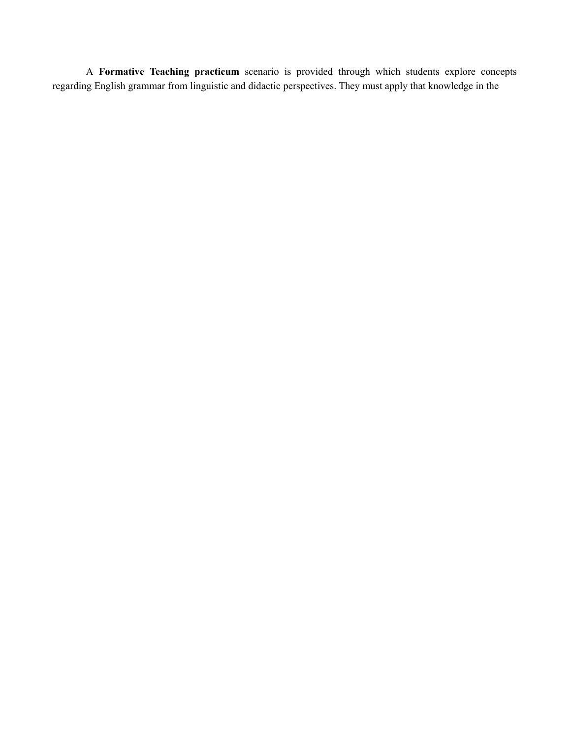A **Formative Teaching practicum** scenario is provided through which students explore concepts regarding English grammar from linguistic and didactic perspectives. They must apply that knowledge in the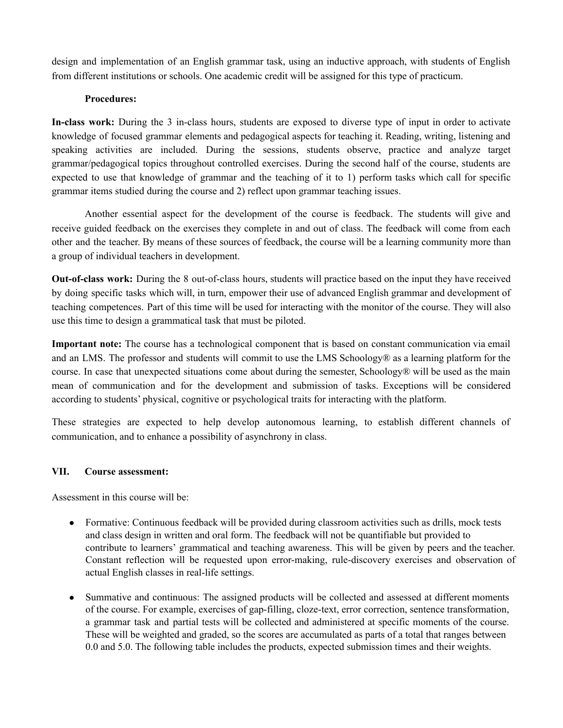design and implementation of an English grammar task, using an inductive approach, with students of English from different institutions or schools. One academic credit will be assigned for this type of practicum.

**Procedures:**

**In-class work:** During the 3 in-class hours, students are exposed to diverse type of input in order to activate knowledge of focused grammar elements and pedagogical aspects for teaching it. Reading, writing, listening and speaking activities are included. During the sessions, students observe, practice and analyze target grammar/pedagogical topics throughout controlled exercises. During the second half of the course, students are expected to use that knowledge of grammar and the teaching of it to 1) perform tasks which call for specific grammar items studied during the course and 2) reflect upon grammar teaching issues.

Another essential aspect for the development of the course is feedback. The students will give and receive guided feedback on the exercises they complete in and out of class. The feedback will come from each other and the teacher. By means of these sources of feedback, the course will be a learning community more than a group of individual teachers in development.

**Out-of-class work:** During the 8 out-of-class hours, students will practice based on the input they have received by doing specific tasks which will, in turn, empower their use of advanced English grammar and development of teaching competences. Part of this time will be used for interacting with the monitor of the course. They will also use this time to design a grammatical task that must be piloted.

**Important note:** The course has a technological component that is based on constant communication via email and an LMS. The professor and students will commit to use the LMS Schoology® as a learning platform for the course. In case that unexpected situations come about during the semester, Schoology® will be used as the main mean of communication and for the development and submission of tasks. Exceptions will be considered according to students' physical, cognitive or psychological traits for interacting with the platform.

These strategies are expected to help develop autonomous learning, to establish different channels of communication, and to enhance a possibility of asynchrony in class.

## VII. Course assessment:

Assessment in this course will be:

- Formative: Continuous feedback will be provided during classroom activities such as drills, mock tests and class design in written and oral form. The feedback will not be quantifiable but provided to contribute to learners' grammatical and teaching awareness. This will be given by peers and the teacher. Constant reflection will be requested upon error-making, rule-discovery exercises and observation of actual English classes in real-life settings.

- Summative and continuous: The assigned products will be collected and assessed at different moments of the course. For example, exercises of gap-filling, cloze-text, error correction, sentence transformation, a grammar task and partial tests will be collected and administered at specific moments of the course. These will be weighted and graded, so the scores are accumulated as parts of a total that ranges between 0.0 and 5.0. The following table includes the products, expected submission times and their weights.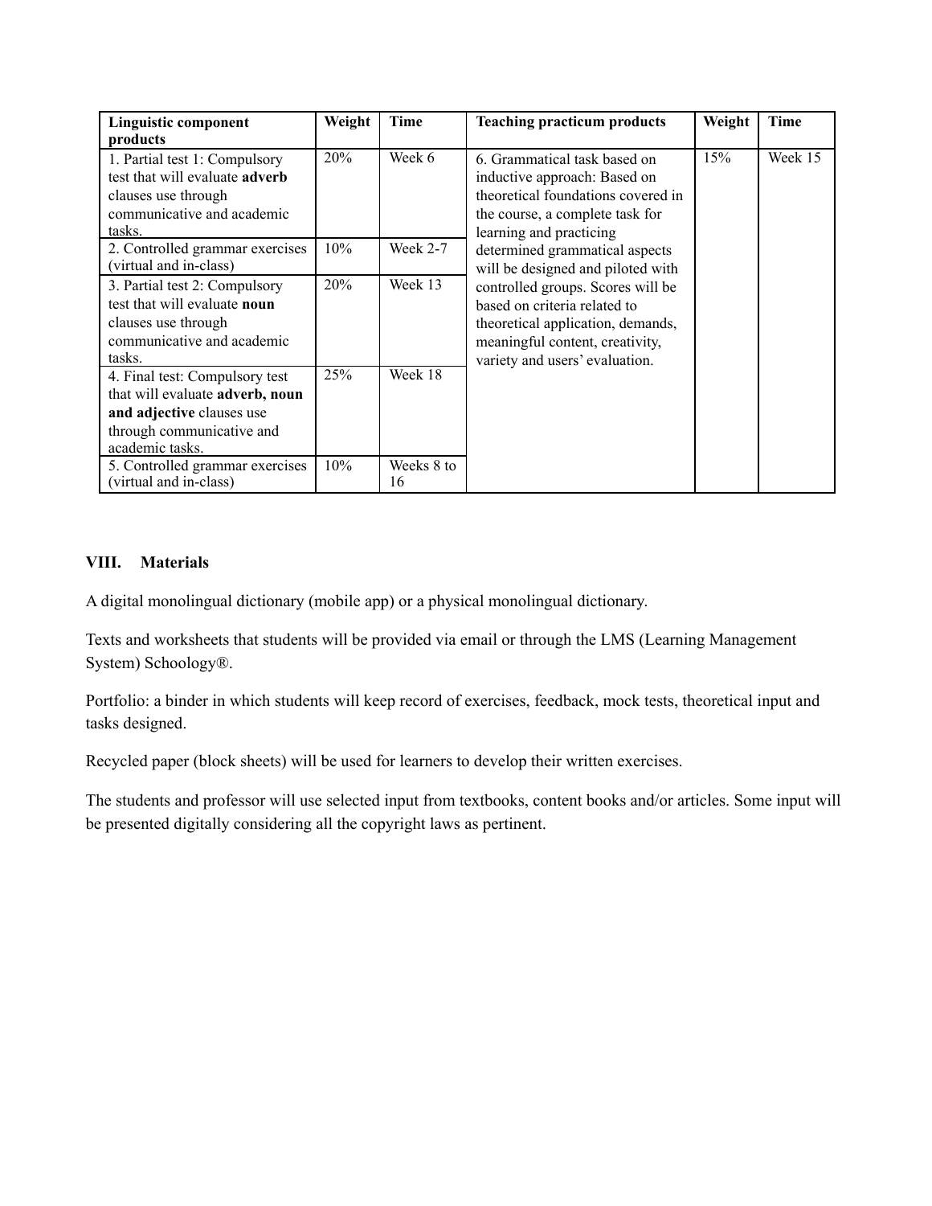| Linguistic component products | Weight | Time | Teaching practicum products | Weight | Time |
|---|---|---|---|---|---|
| 1. Partial test 1: Compulsory test that will evaluate **adverb** clauses use through communicative and academic tasks. | 20% | Week 6 | 6. Grammatical task based on inductive approach: Based on theoretical foundations covered in the course, a complete task for learning and practicing determined grammatical aspects will be designed and piloted with controlled groups. Scores will be based on criteria related to theoretical application, demands, meaningful content, creativity, variety and users' evaluation. | 15% | Week 15 |
| 2. Controlled grammar exercises (virtual and in-class) | 10% | Week 2-7 | | | |
| 3. Partial test 2: Compulsory test that will evaluate **noun** clauses use through communicative and academic tasks. | 20% | Week 13 | | | |
| 4. Final test: Compulsory test that will evaluate **adverb, noun and adjective** clauses use through communicative and academic tasks. | 25% | Week 18 | | | |
| 5. Controlled grammar exercises (virtual and in-class) | 10% | Weeks 8 to 16 | | | |

## VIII. Materials

A digital monolingual dictionary (mobile app) or a physical monolingual dictionary.

Texts and worksheets that students will be provided via email or through the LMS (Learning Management System) Schoology®.

Portfolio: a binder in which students will keep record of exercises, feedback, mock tests, theoretical input and tasks designed.

Recycled paper (block sheets) will be used for learners to develop their written exercises.

The students and professor will use selected input from textbooks, content books and/or articles. Some input will be presented digitally considering all the copyright laws as pertinent.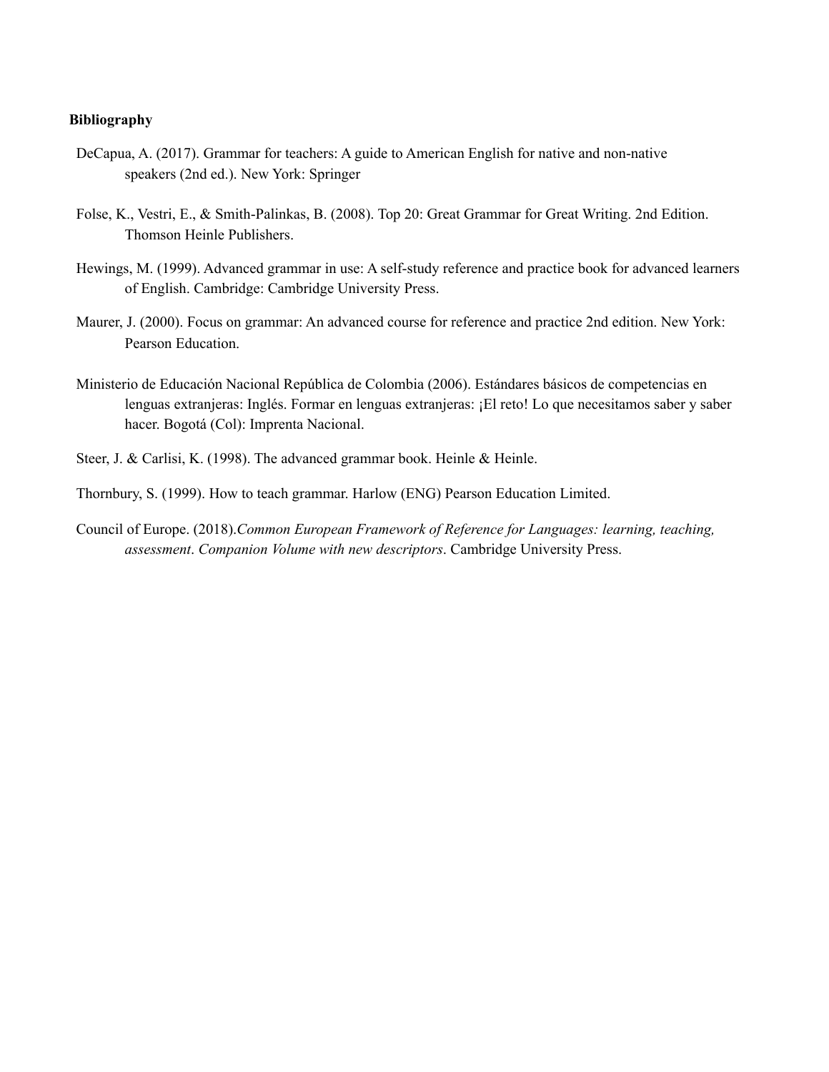**Bibliography**

DeCapua, A. (2017). Grammar for teachers: A guide to American English for native and non-native speakers (2nd ed.). New York: Springer

Folse, K., Vestri, E., & Smith-Palinkas, B. (2008). Top 20: Great Grammar for Great Writing. 2nd Edition. Thomson Heinle Publishers.

Hewings, M. (1999). Advanced grammar in use: A self-study reference and practice book for advanced learners of English. Cambridge: Cambridge University Press.

Maurer, J. (2000). Focus on grammar: An advanced course for reference and practice 2nd edition. New York: Pearson Education.

Ministerio de Educación Nacional República de Colombia (2006). Estándares básicos de competencias en lenguas extranjeras: Inglés. Formar en lenguas extranjeras: ¡El reto! Lo que necesitamos saber y saber hacer. Bogotá (Col): Imprenta Nacional.

Steer, J. & Carlisi, K. (1998). The advanced grammar book. Heinle & Heinle.

Thornbury, S. (1999). How to teach grammar. Harlow (ENG) Pearson Education Limited.

Council of Europe. (2018).*Common European Framework of Reference for Languages: learning, teaching, assessment*. *Companion Volume with new descriptors*. Cambridge University Press.